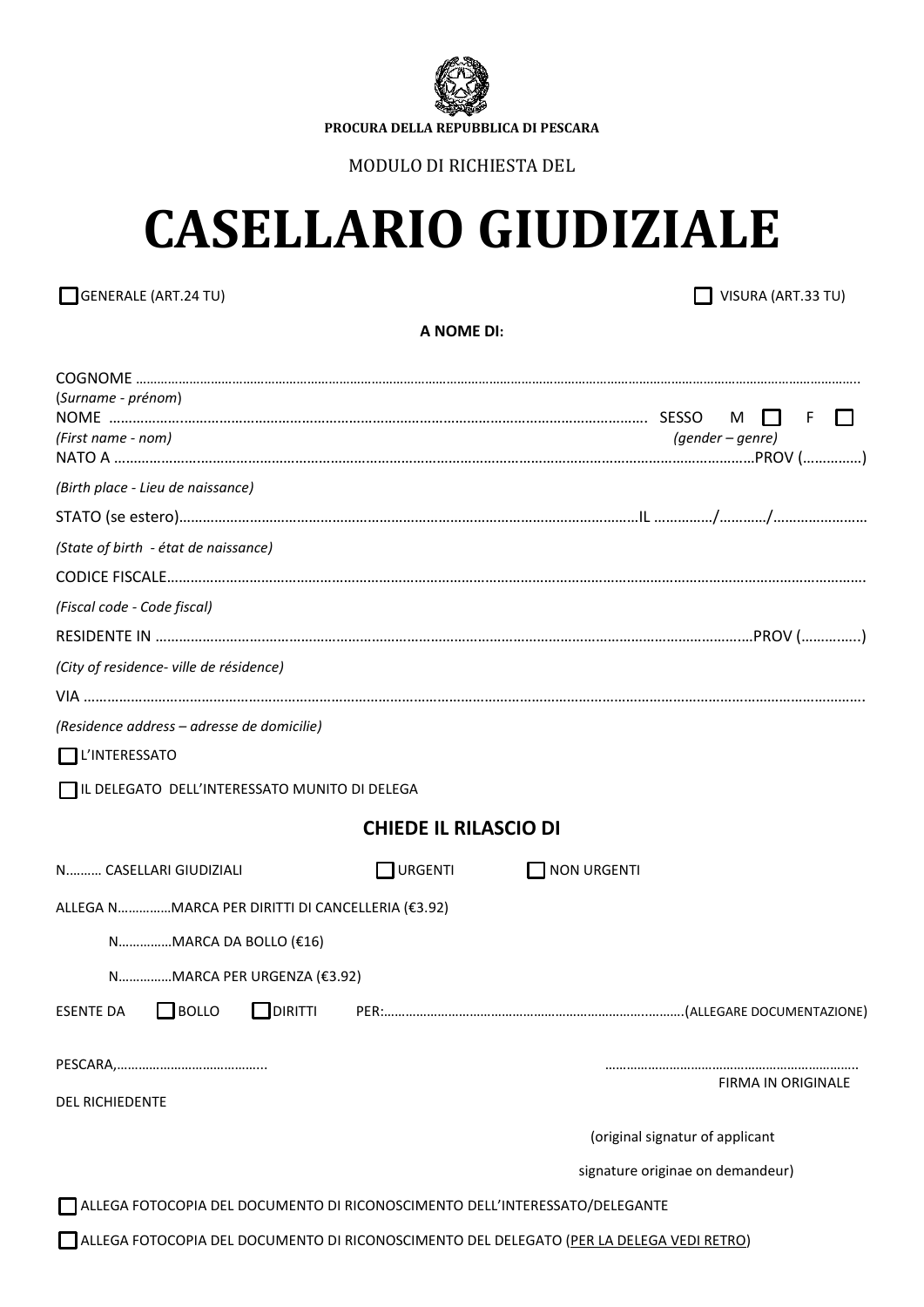**PROCURA DELLA REPUBBLICA DI PESCARA**

MODULO DI RICHIESTA DEL

# CASELLARIO GIUDIZIALE

☐ GENERALE (ART.24 TU) ☐ VISURA (ART.33 TU)

**A NOME DI:**

COGNOME …………………………………………………………………………………………………………………………………………

(*Surname - prénom*)

NOME ……………………………………………………………………………………………………………… SESSO M ☐ F ☐

*(First name - nom)* *(gender – genre)*

NATO A ………………………………………………………………………………………………………………………PROV (……………)

*(Birth place - Lieu de naissance)*

STATO (se estero)………………………………………………………………………………………………IL ……………/…………/……………………

*(State of birth - état de naissance)*

CODICE FISCALE……………………………………………………………………………………………………………………………………

*(Fiscal code - Code fiscal)*

RESIDENTE IN …………………………………………………………………………………………………………………………PROV (…………..)

*(City of residence- ville de résidence)*

VIA ……………………………………………………………………………………………………………………………………………………

*(Residence address – adresse de domicilie)*

☐ L'INTERESSATO

☐ IL DELEGATO DELL'INTERESSATO MUNITO DI DELEGA

## CHIEDE IL RILASCIO DI

N………. CASELLARI GIUDIZIALI ☐ URGENTI ☐ NON URGENTI

ALLEGA N……………MARCA PER DIRITTI DI CANCELLERIA (€3.92)

N……………MARCA DA BOLLO (€16)

N……………MARCA PER URGENZA (€3.92)

ESENTE DA ☐ BOLLO ☐ DIRITTI PER:……………………………………………………………………….(ALLEGARE DOCUMENTAZIONE)

PESCARA,…………………………………..

……………………………………………………………

FIRMA IN ORIGINALE

DEL RICHIEDENTE

(original signatur of applicant

signature originae on demandeur)

☐ ALLEGA FOTOCOPIA DEL DOCUMENTO DI RICONOSCIMENTO DELL'INTERESSATO/DELEGANTE

☐ ALLEGA FOTOCOPIA DEL DOCUMENTO DI RICONOSCIMENTO DEL DELEGATO (PER LA DELEGA VEDI RETRO)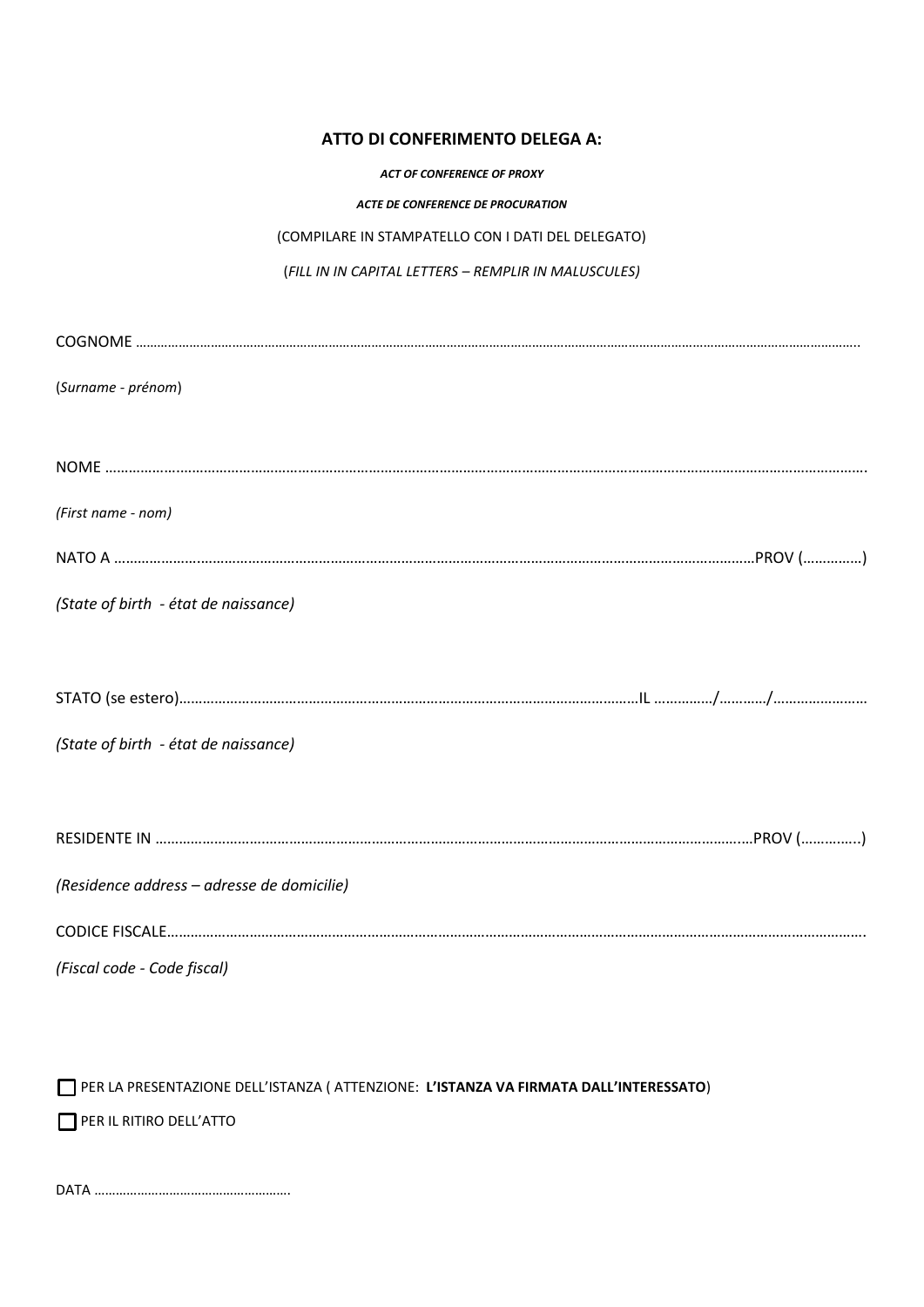## ATTO DI CONFERIMENTO DELEGA A:

***ACT OF CONFERENCE OF PROXY***

***ACTE DE CONFERENCE DE PROCURATION***

(COMPILARE IN STAMPATELLO CON I DATI DEL DELEGATO)

(*FILL IN IN CAPITAL LETTERS – REMPLIR IN MALUSCULES)*

COGNOME ……………………………………………………………………………………………………………………………………………………………………………………….

(*Surname - prénom*)

NOME ……………………………………………………………………………………………………………………………………………………………………………….

*(First name - nom)*

NATO A ………………………………………………………………………………………………………………………………………………………PROV (……………)

*(State of birth - état de naissance)*

STATO (se estero)……………………………………………………………………………………………………IL ……………/…………/……………………

*(State of birth - état de naissance)*

RESIDENTE IN ……………………………………………………………………………………………………………………………………….…PROV (…………..)

*(Residence address – adresse de domicilie)*

CODICE FISCALE……………………………………………………………………………………………………………………………………………………………….

*(Fiscal code - Code fiscal)*

☐ PER LA PRESENTAZIONE DELL'ISTANZA ( ATTENZIONE: **L'ISTANZA VA FIRMATA DALL'INTERESSATO**)

☐ PER IL RITIRO DELL'ATTO

DATA ……………………………………………….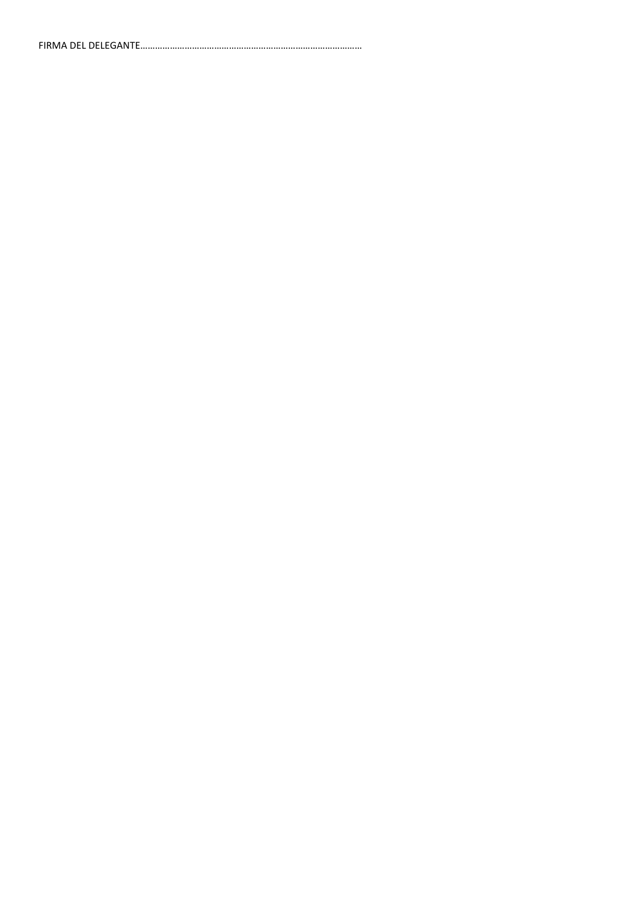FIRMA DEL DELEGANTE………………………………………………………………………………